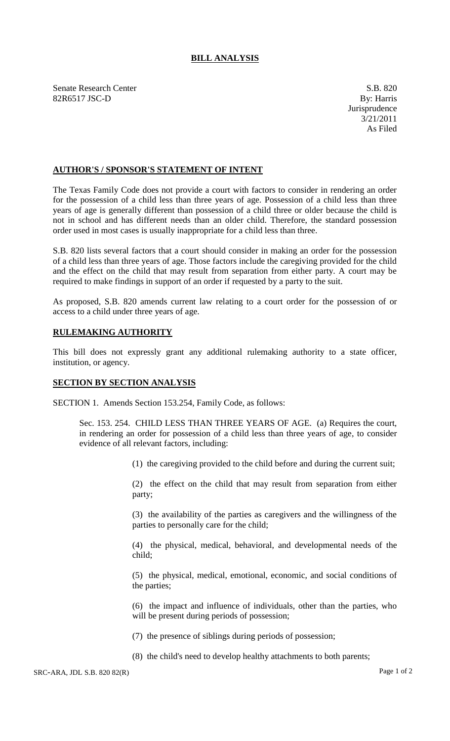# BILL ANALYSIS

Senate Research Center
82R6517 JSC-D

S.B. 820
By: Harris
Jurisprudence
3/21/2011
As Filed

## AUTHOR'S / SPONSOR'S STATEMENT OF INTENT

The Texas Family Code does not provide a court with factors to consider in rendering an order for the possession of a child less than three years of age. Possession of a child less than three years of age is generally different than possession of a child three or older because the child is not in school and has different needs than an older child. Therefore, the standard possession order used in most cases is usually inappropriate for a child less than three.

S.B. 820 lists several factors that a court should consider in making an order for the possession of a child less than three years of age. Those factors include the caregiving provided for the child and the effect on the child that may result from separation from either party. A court may be required to make findings in support of an order if requested by a party to the suit.

As proposed, S.B. 820 amends current law relating to a court order for the possession of or access to a child under three years of age.

## RULEMAKING AUTHORITY

This bill does not expressly grant any additional rulemaking authority to a state officer, institution, or agency.

## SECTION BY SECTION ANALYSIS

SECTION 1. Amends Section 153.254, Family Code, as follows:

Sec. 153. 254. CHILD LESS THAN THREE YEARS OF AGE. (a) Requires the court, in rendering an order for possession of a child less than three years of age, to consider evidence of all relevant factors, including:

(1) the caregiving provided to the child before and during the current suit;

(2) the effect on the child that may result from separation from either party;

(3) the availability of the parties as caregivers and the willingness of the parties to personally care for the child;

(4) the physical, medical, behavioral, and developmental needs of the child;

(5) the physical, medical, emotional, economic, and social conditions of the parties;

(6) the impact and influence of individuals, other than the parties, who will be present during periods of possession;

(7) the presence of siblings during periods of possession;

(8) the child's need to develop healthy attachments to both parents;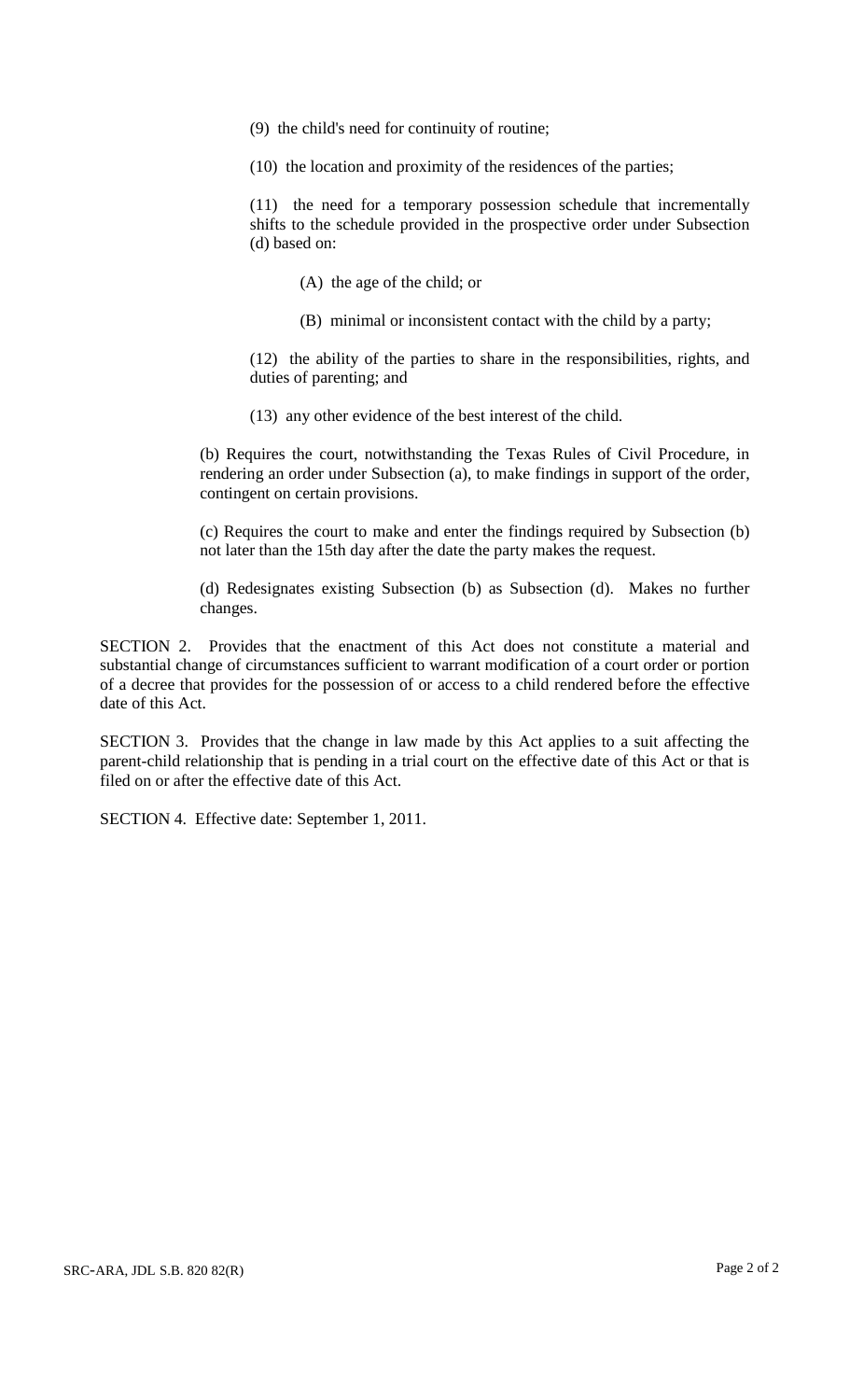(9) the child's need for continuity of routine;

(10) the location and proximity of the residences of the parties;

(11) the need for a temporary possession schedule that incrementally shifts to the schedule provided in the prospective order under Subsection (d) based on:

(A) the age of the child; or

(B) minimal or inconsistent contact with the child by a party;

(12) the ability of the parties to share in the responsibilities, rights, and duties of parenting; and

(13) any other evidence of the best interest of the child.

(b) Requires the court, notwithstanding the Texas Rules of Civil Procedure, in rendering an order under Subsection (a), to make findings in support of the order, contingent on certain provisions.

(c) Requires the court to make and enter the findings required by Subsection (b) not later than the 15th day after the date the party makes the request.

(d) Redesignates existing Subsection (b) as Subsection (d). Makes no further changes.

SECTION 2. Provides that the enactment of this Act does not constitute a material and substantial change of circumstances sufficient to warrant modification of a court order or portion of a decree that provides for the possession of or access to a child rendered before the effective date of this Act.

SECTION 3. Provides that the change in law made by this Act applies to a suit affecting the parent-child relationship that is pending in a trial court on the effective date of this Act or that is filed on or after the effective date of this Act.

SECTION 4. Effective date: September 1, 2011.

SRC-ARA, JDL S.B. 820 82(R)